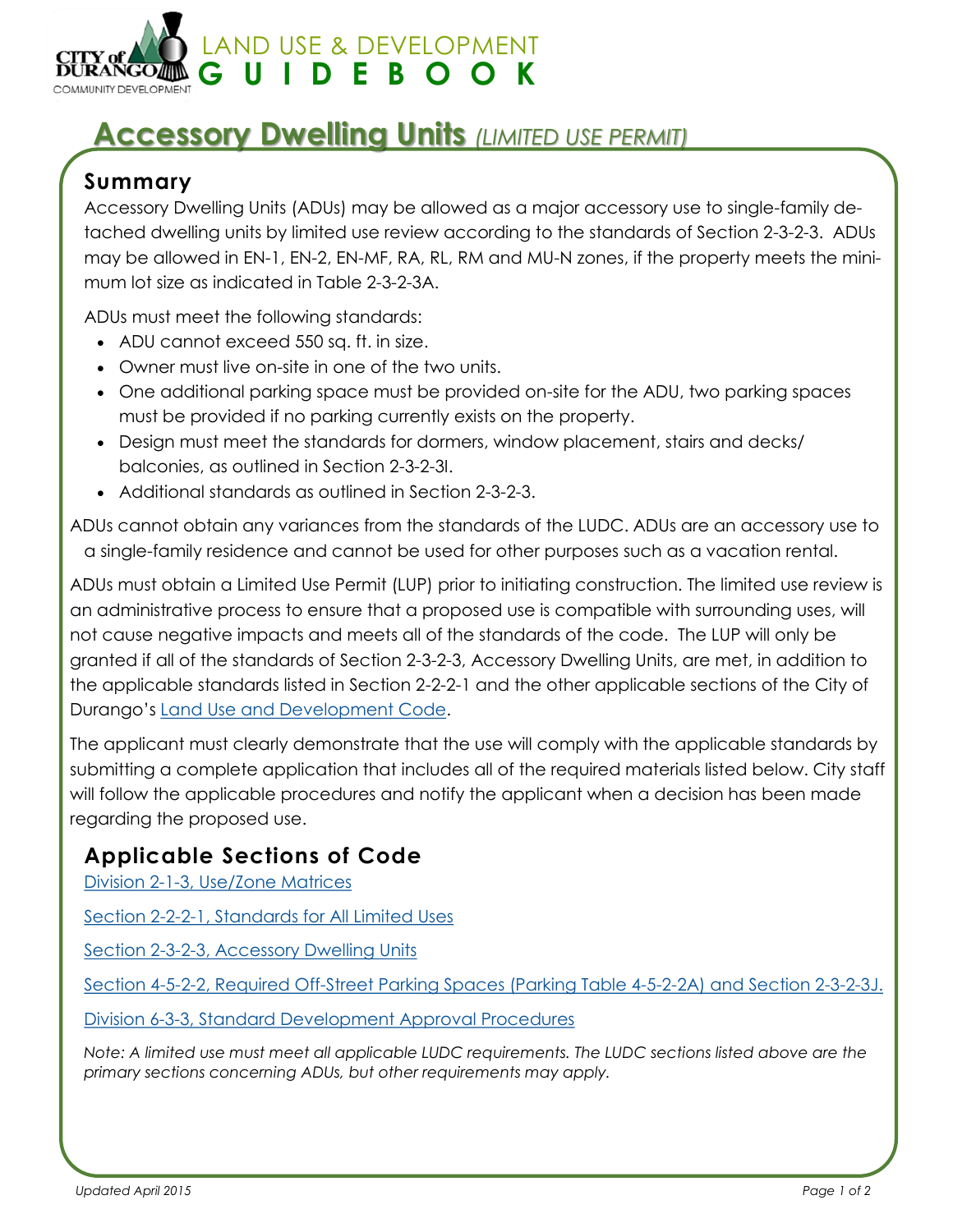# LAND USE & DEVELOPMENT GUIDEBOOK

## Accessory Dwelling Units *(LIMITED USE PERMIT)*

### Summary

Accessory Dwelling Units (ADUs) may be allowed as a major accessory use to single-family detached dwelling units by limited use review according to the standards of Section 2-3-2-3. ADUs may be allowed in EN-1, EN-2, EN-MF, RA, RL, RM and MU-N zones, if the property meets the minimum lot size as indicated in Table 2-3-2-3A.

ADUs must meet the following standards:

- ADU cannot exceed 550 sq. ft. in size.
- Owner must live on-site in one of the two units.
- One additional parking space must be provided on-site for the ADU, two parking spaces must be provided if no parking currently exists on the property.
- Design must meet the standards for dormers, window placement, stairs and decks/balconies, as outlined in Section 2-3-2-3I.
- Additional standards as outlined in Section 2-3-2-3.

ADUs cannot obtain any variances from the standards of the LUDC. ADUs are an accessory use to a single-family residence and cannot be used for other purposes such as a vacation rental.

ADUs must obtain a Limited Use Permit (LUP) prior to initiating construction. The limited use review is an administrative process to ensure that a proposed use is compatible with surrounding uses, will not cause negative impacts and meets all of the standards of the code. The LUP will only be granted if all of the standards of Section 2-3-2-3, Accessory Dwelling Units, are met, in addition to the applicable standards listed in Section 2-2-2-1 and the other applicable sections of the City of Durango's Land Use and Development Code.

The applicant must clearly demonstrate that the use will comply with the applicable standards by submitting a complete application that includes all of the required materials listed below. City staff will follow the applicable procedures and notify the applicant when a decision has been made regarding the proposed use.

### Applicable Sections of Code

Division 2-1-3, Use/Zone Matrices

Section 2-2-2-1, Standards for All Limited Uses

Section 2-3-2-3, Accessory Dwelling Units

Section 4-5-2-2, Required Off-Street Parking Spaces (Parking Table 4-5-2-2A) and Section 2-3-2-3J.

Division 6-3-3, Standard Development Approval Procedures

*Note: A limited use must meet all applicable LUDC requirements. The LUDC sections listed above are the primary sections concerning ADUs, but other requirements may apply.*

*Updated April 2015*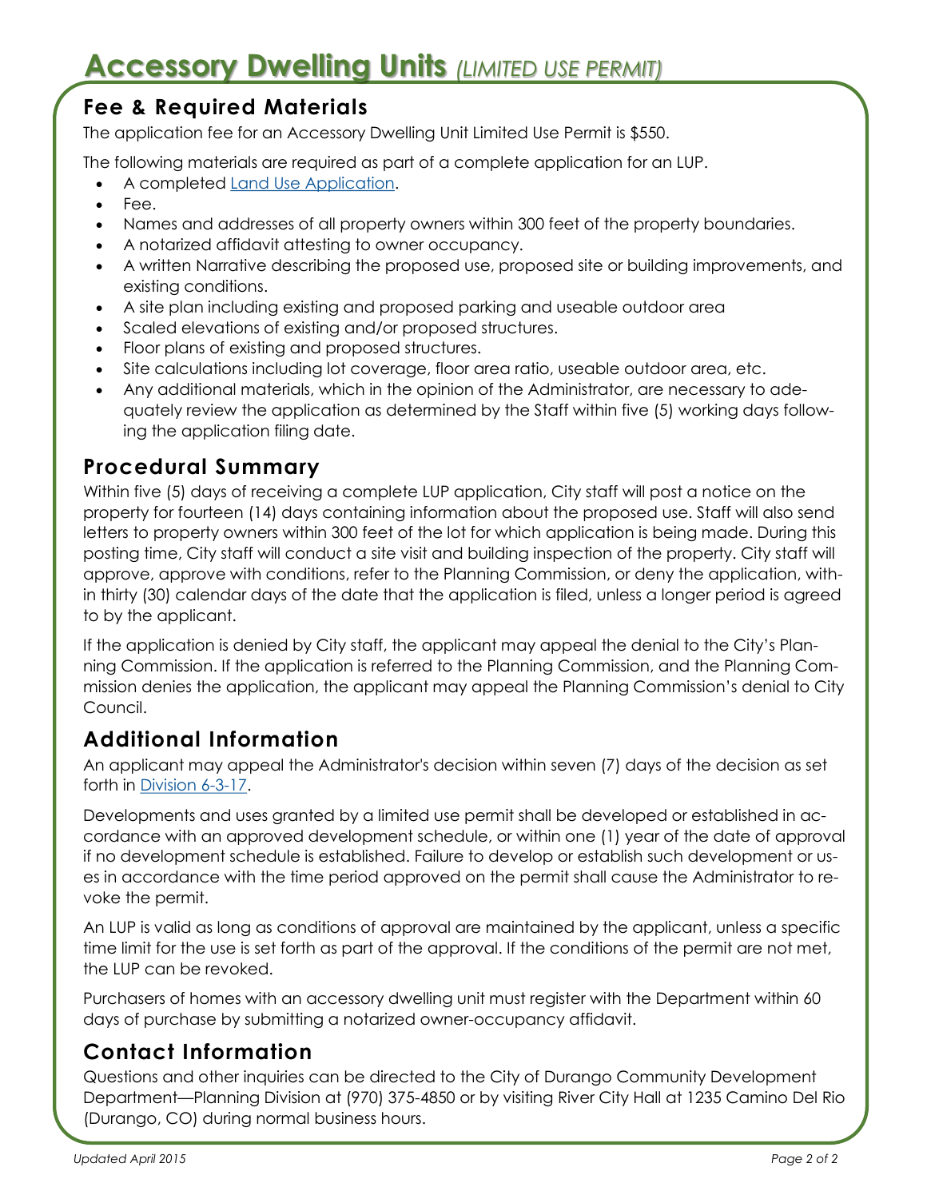# Accessory Dwelling Units *(LIMITED USE PERMIT)*

## Fee & Required Materials

The application fee for an Accessory Dwelling Unit Limited Use Permit is $550.

The following materials are required as part of a complete application for an LUP.

- A completed [Land Use Application](#).
- Fee.
- Names and addresses of all property owners within 300 feet of the property boundaries.
- A notarized affidavit attesting to owner occupancy.
- A written Narrative describing the proposed use, proposed site or building improvements, and existing conditions.
- A site plan including existing and proposed parking and useable outdoor area
- Scaled elevations of existing and/or proposed structures.
- Floor plans of existing and proposed structures.
- Site calculations including lot coverage, floor area ratio, useable outdoor area, etc.
- Any additional materials, which in the opinion of the Administrator, are necessary to adequately review the application as determined by the Staff within five (5) working days following the application filing date.

## Procedural Summary

Within five (5) days of receiving a complete LUP application, City staff will post a notice on the property for fourteen (14) days containing information about the proposed use. Staff will also send letters to property owners within 300 feet of the lot for which application is being made. During this posting time, City staff will conduct a site visit and building inspection of the property. City staff will approve, approve with conditions, refer to the Planning Commission, or deny the application, within thirty (30) calendar days of the date that the application is filed, unless a longer period is agreed to by the applicant.

If the application is denied by City staff, the applicant may appeal the denial to the City's Planning Commission. If the application is referred to the Planning Commission, and the Planning Commission denies the application, the applicant may appeal the Planning Commission's denial to City Council.

## Additional Information

An applicant may appeal the Administrator's decision within seven (7) days of the decision as set forth in [Division 6-3-17](#).

Developments and uses granted by a limited use permit shall be developed or established in accordance with an approved development schedule, or within one (1) year of the date of approval if no development schedule is established. Failure to develop or establish such development or uses in accordance with the time period approved on the permit shall cause the Administrator to revoke the permit.

An LUP is valid as long as conditions of approval are maintained by the applicant, unless a specific time limit for the use is set forth as part of the approval. If the conditions of the permit are not met, the LUP can be revoked.

Purchasers of homes with an accessory dwelling unit must register with the Department within 60 days of purchase by submitting a notarized owner-occupancy affidavit.

## Contact Information

Questions and other inquiries can be directed to the City of Durango Community Development Department—Planning Division at (970) 375-4850 or by visiting River City Hall at 1235 Camino Del Rio (Durango, CO) during normal business hours.

*Updated April 2015*